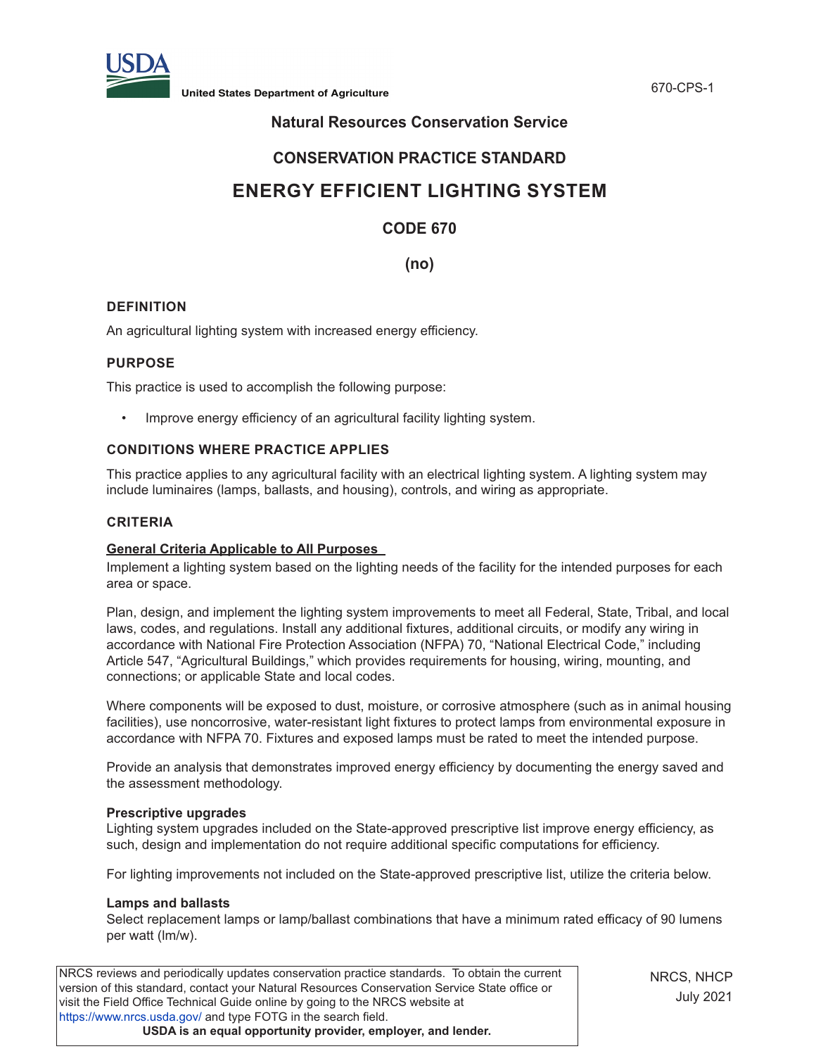**United States Department of Agriculture**

## Natural Resources Conservation Service

## CONSERVATION PRACTICE STANDARD

# ENERGY EFFICIENT LIGHTING SYSTEM

## CODE 670

## (no)

### DEFINITION

An agricultural lighting system with increased energy efficiency.

### PURPOSE

This practice is used to accomplish the following purpose:

- Improve energy efficiency of an agricultural facility lighting system.

### CONDITIONS WHERE PRACTICE APPLIES

This practice applies to any agricultural facility with an electrical lighting system. A lighting system may include luminaires (lamps, ballasts, and housing), controls, and wiring as appropriate.

### CRITERIA

#### General Criteria Applicable to All Purposes

Implement a lighting system based on the lighting needs of the facility for the intended purposes for each area or space.

Plan, design, and implement the lighting system improvements to meet all Federal, State, Tribal, and local laws, codes, and regulations. Install any additional fixtures, additional circuits, or modify any wiring in accordance with National Fire Protection Association (NFPA) 70, "National Electrical Code," including Article 547, "Agricultural Buildings," which provides requirements for housing, wiring, mounting, and connections; or applicable State and local codes.

Where components will be exposed to dust, moisture, or corrosive atmosphere (such as in animal housing facilities), use noncorrosive, water-resistant light fixtures to protect lamps from environmental exposure in accordance with NFPA 70. Fixtures and exposed lamps must be rated to meet the intended purpose.

Provide an analysis that demonstrates improved energy efficiency by documenting the energy saved and the assessment methodology.

**Prescriptive upgrades**

Lighting system upgrades included on the State-approved prescriptive list improve energy efficiency, as such, design and implementation do not require additional specific computations for efficiency.

For lighting improvements not included on the State-approved prescriptive list, utilize the criteria below.

**Lamps and ballasts**

Select replacement lamps or lamp/ballast combinations that have a minimum rated efficacy of 90 lumens per watt (lm/w).

NRCS reviews and periodically updates conservation practice standards. To obtain the current version of this standard, contact your Natural Resources Conservation Service State office or visit the Field Office Technical Guide online by going to the NRCS website at https://www.nrcs.usda.gov/ and type FOTG in the search field.

**USDA is an equal opportunity provider, employer, and lender.**

NRCS, NHCP
July 2021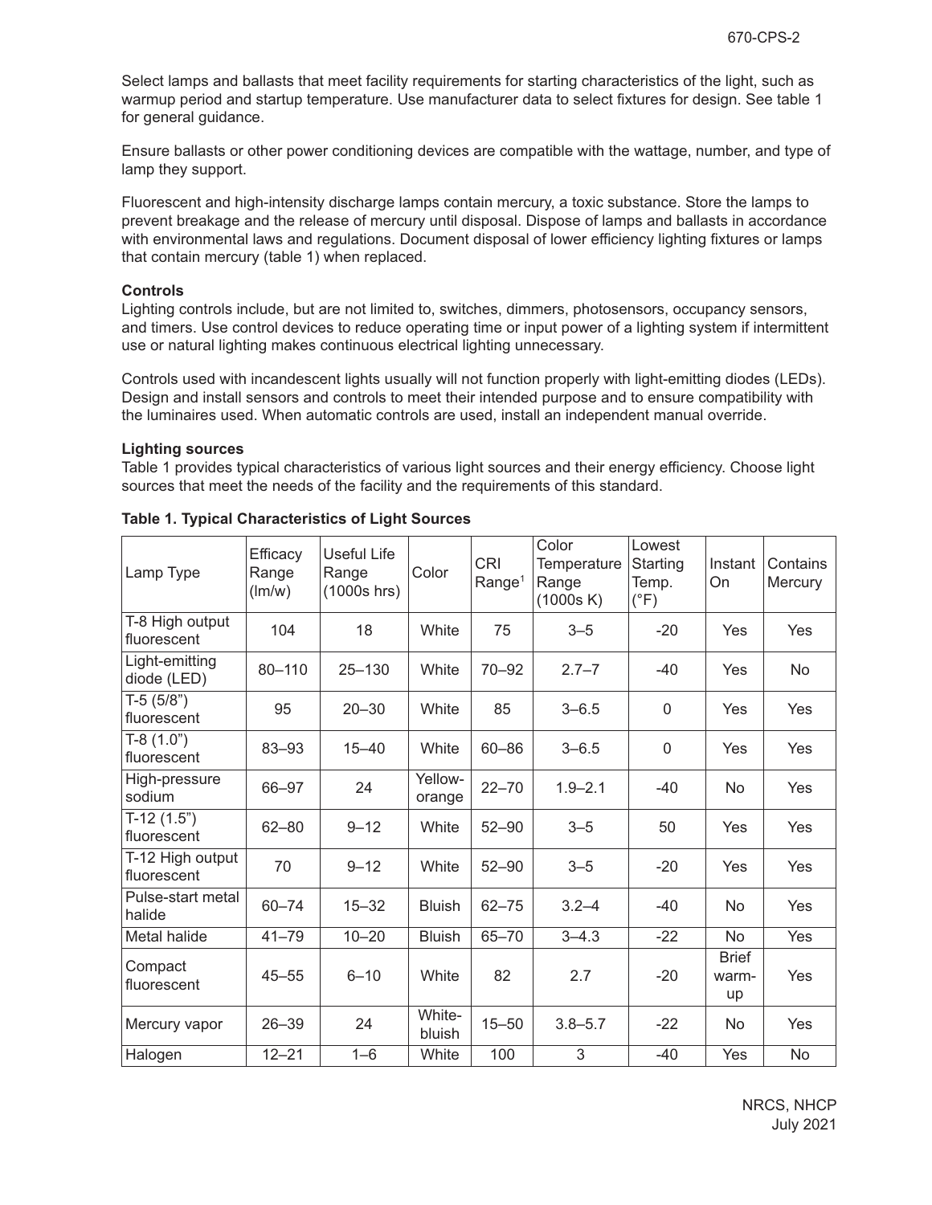Select lamps and ballasts that meet facility requirements for starting characteristics of the light, such as warmup period and startup temperature. Use manufacturer data to select fixtures for design. See table 1 for general guidance.

Ensure ballasts or other power conditioning devices are compatible with the wattage, number, and type of lamp they support.

Fluorescent and high-intensity discharge lamps contain mercury, a toxic substance. Store the lamps to prevent breakage and the release of mercury until disposal. Dispose of lamps and ballasts in accordance with environmental laws and regulations. Document disposal of lower efficiency lighting fixtures or lamps that contain mercury (table 1) when replaced.

**Controls**
Lighting controls include, but are not limited to, switches, dimmers, photosensors, occupancy sensors, and timers. Use control devices to reduce operating time or input power of a lighting system if intermittent use or natural lighting makes continuous electrical lighting unnecessary.

Controls used with incandescent lights usually will not function properly with light-emitting diodes (LEDs). Design and install sensors and controls to meet their intended purpose and to ensure compatibility with the luminaires used. When automatic controls are used, install an independent manual override.

**Lighting sources**
Table 1 provides typical characteristics of various light sources and their energy efficiency. Choose light sources that meet the needs of the facility and the requirements of this standard.

**Table 1. Typical Characteristics of Light Sources**

| Lamp Type | Efficacy Range (lm/w) | Useful Life Range (1000s hrs) | Color | CRI Range[1] | Color Temperature Range (1000s K) | Lowest Starting Temp. (°F) | Instant On | Contains Mercury |
|---|---|---|---|---|---|---|---|---|
| T-8 High output fluorescent | 104 | 18 | White | 75 | 3–5 | -20 | Yes | Yes |
| Light-emitting diode (LED) | 80–110 | 25–130 | White | 70–92 | 2.7–7 | -40 | Yes | No |
| T-5 (5/8") fluorescent | 95 | 20–30 | White | 85 | 3–6.5 | 0 | Yes | Yes |
| T-8 (1.0") fluorescent | 83–93 | 15–40 | White | 60–86 | 3–6.5 | 0 | Yes | Yes |
| High-pressure sodium | 66–97 | 24 | Yellow-orange | 22–70 | 1.9–2.1 | -40 | No | Yes |
| T-12 (1.5") fluorescent | 62–80 | 9–12 | White | 52–90 | 3–5 | 50 | Yes | Yes |
| T-12 High output fluorescent | 70 | 9–12 | White | 52–90 | 3–5 | -20 | Yes | Yes |
| Pulse-start metal halide | 60–74 | 15–32 | Bluish | 62–75 | 3.2–4 | -40 | No | Yes |
| Metal halide | 41–79 | 10–20 | Bluish | 65–70 | 3–4.3 | -22 | No | Yes |
| Compact fluorescent | 45–55 | 6–10 | White | 82 | 2.7 | -20 | Brief warm-up | Yes |
| Mercury vapor | 26–39 | 24 | White-bluish | 15–50 | 3.8–5.7 | -22 | No | Yes |
| Halogen | 12–21 | 1–6 | White | 100 | 3 | -40 | Yes | No |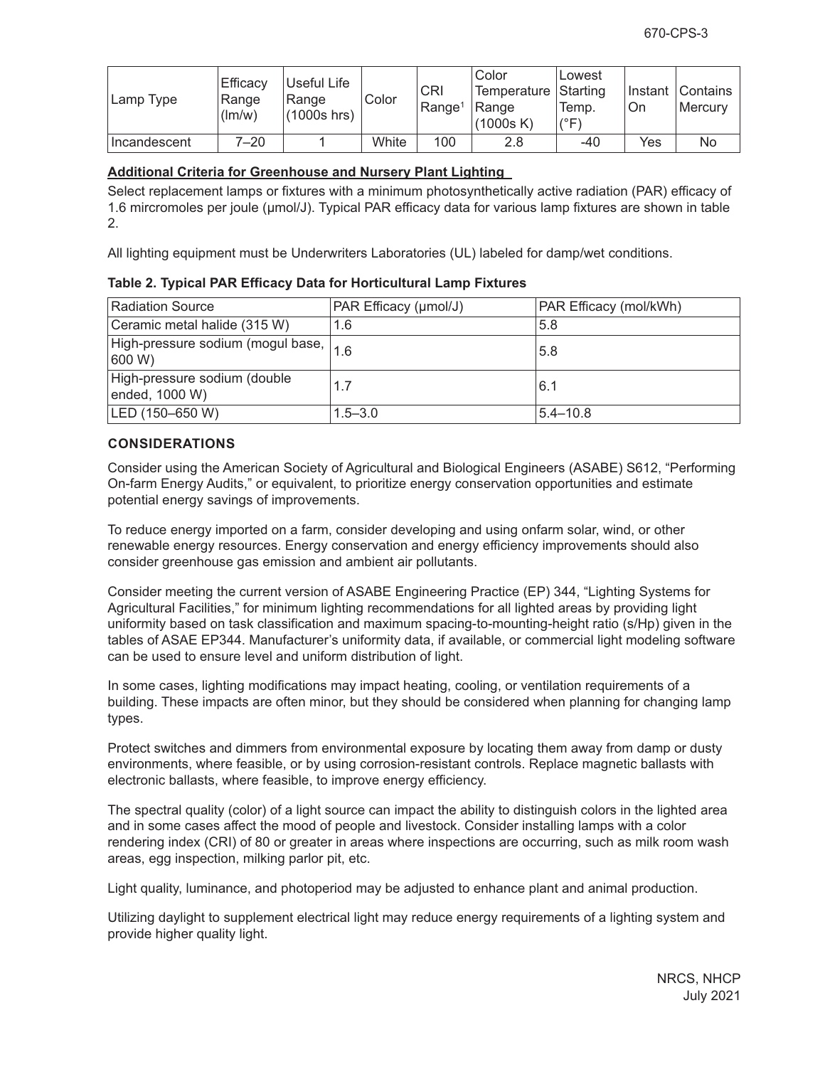| Lamp Type | Efficacy Range (lm/w) | Useful Life Range (1000s hrs) | Color | CRI Range[1] | Color Temperature Range (1000s K) | Lowest Starting Temp. (°F) | Instant On | Contains Mercury |
|---|---|---|---|---|---|---|---|---|
| Incandescent | 7–20 | 1 | White | 100 | 2.8 | -40 | Yes | No |

**Additional Criteria for Greenhouse and Nursery Plant Lighting**

Select replacement lamps or fixtures with a minimum photosynthetically active radiation (PAR) efficacy of 1.6 mircromoles per joule (μmol/J). Typical PAR efficacy data for various lamp fixtures are shown in table 2.

All lighting equipment must be Underwriters Laboratories (UL) labeled for damp/wet conditions.

**Table 2. Typical PAR Efficacy Data for Horticultural Lamp Fixtures**

| Radiation Source | PAR Efficacy (μmol/J) | PAR Efficacy (mol/kWh) |
|---|---|---|
| Ceramic metal halide (315 W) | 1.6 | 5.8 |
| High-pressure sodium (mogul base, 600 W) | 1.6 | 5.8 |
| High-pressure sodium (double ended, 1000 W) | 1.7 | 6.1 |
| LED (150–650 W) | 1.5–3.0 | 5.4–10.8 |

## CONSIDERATIONS

Consider using the American Society of Agricultural and Biological Engineers (ASABE) S612, "Performing On-farm Energy Audits," or equivalent, to prioritize energy conservation opportunities and estimate potential energy savings of improvements.

To reduce energy imported on a farm, consider developing and using onfarm solar, wind, or other renewable energy resources. Energy conservation and energy efficiency improvements should also consider greenhouse gas emission and ambient air pollutants.

Consider meeting the current version of ASABE Engineering Practice (EP) 344, "Lighting Systems for Agricultural Facilities," for minimum lighting recommendations for all lighted areas by providing light uniformity based on task classification and maximum spacing-to-mounting-height ratio (s/Hp) given in the tables of ASAE EP344. Manufacturer's uniformity data, if available, or commercial light modeling software can be used to ensure level and uniform distribution of light.

In some cases, lighting modifications may impact heating, cooling, or ventilation requirements of a building. These impacts are often minor, but they should be considered when planning for changing lamp types.

Protect switches and dimmers from environmental exposure by locating them away from damp or dusty environments, where feasible, or by using corrosion-resistant controls. Replace magnetic ballasts with electronic ballasts, where feasible, to improve energy efficiency.

The spectral quality (color) of a light source can impact the ability to distinguish colors in the lighted area and in some cases affect the mood of people and livestock. Consider installing lamps with a color rendering index (CRI) of 80 or greater in areas where inspections are occurring, such as milk room wash areas, egg inspection, milking parlor pit, etc.

Light quality, luminance, and photoperiod may be adjusted to enhance plant and animal production.

Utilizing daylight to supplement electrical light may reduce energy requirements of a lighting system and provide higher quality light.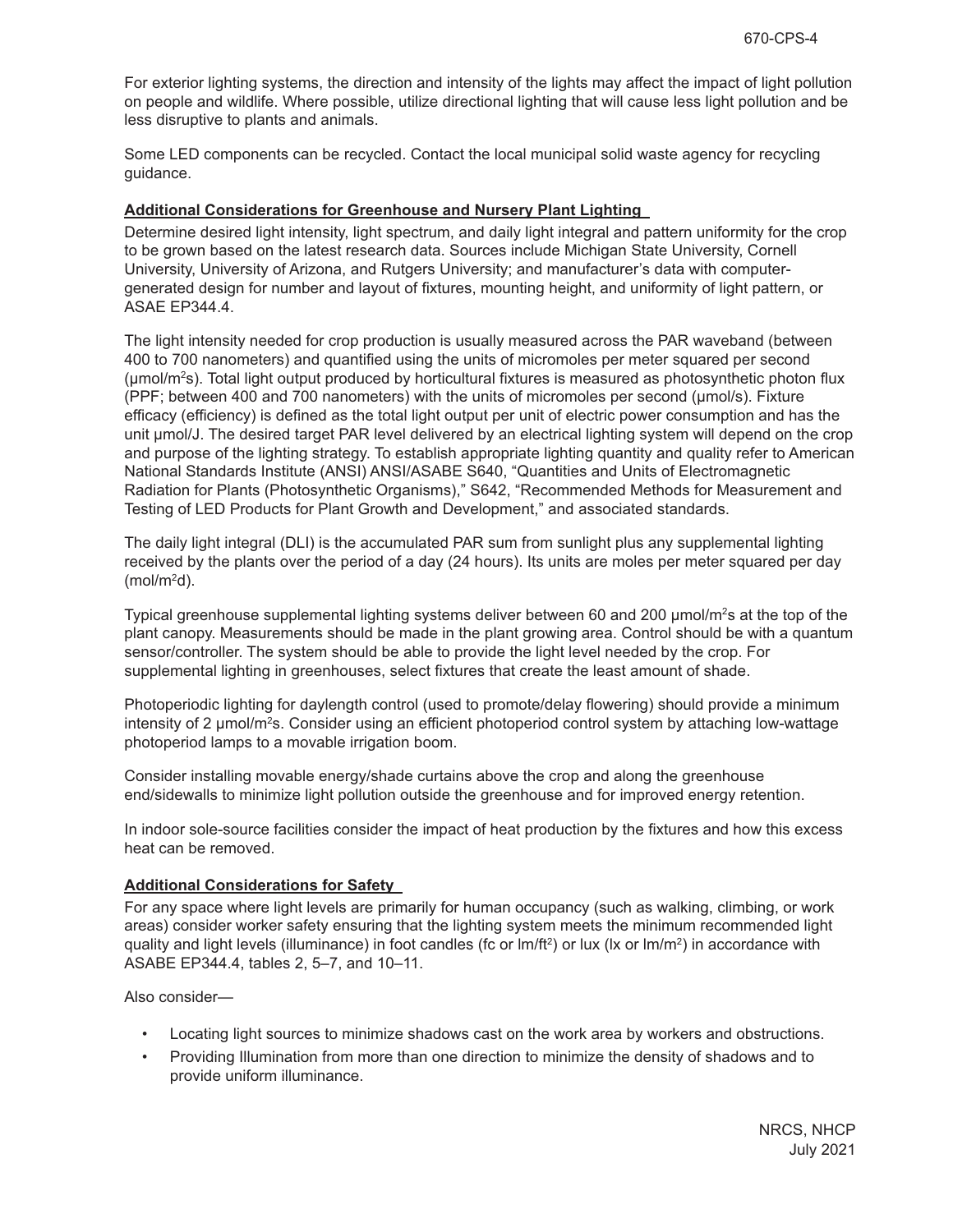For exterior lighting systems, the direction and intensity of the lights may affect the impact of light pollution on people and wildlife. Where possible, utilize directional lighting that will cause less light pollution and be less disruptive to plants and animals.

Some LED components can be recycled. Contact the local municipal solid waste agency for recycling guidance.

**Additional Considerations for Greenhouse and Nursery Plant Lighting**

Determine desired light intensity, light spectrum, and daily light integral and pattern uniformity for the crop to be grown based on the latest research data. Sources include Michigan State University, Cornell University, University of Arizona, and Rutgers University; and manufacturer's data with computer-generated design for number and layout of fixtures, mounting height, and uniformity of light pattern, or ASAE EP344.4.

The light intensity needed for crop production is usually measured across the PAR waveband (between 400 to 700 nanometers) and quantified using the units of micromoles per meter squared per second (μmol/m$^2$s). Total light output produced by horticultural fixtures is measured as photosynthetic photon flux (PPF; between 400 and 700 nanometers) with the units of micromoles per second (μmol/s). Fixture efficacy (efficiency) is defined as the total light output per unit of electric power consumption and has the unit μmol/J. The desired target PAR level delivered by an electrical lighting system will depend on the crop and purpose of the lighting strategy. To establish appropriate lighting quantity and quality refer to American National Standards Institute (ANSI) ANSI/ASABE S640, "Quantities and Units of Electromagnetic Radiation for Plants (Photosynthetic Organisms)," S642, "Recommended Methods for Measurement and Testing of LED Products for Plant Growth and Development," and associated standards.

The daily light integral (DLI) is the accumulated PAR sum from sunlight plus any supplemental lighting received by the plants over the period of a day (24 hours). Its units are moles per meter squared per day (mol/m$^2$d).

Typical greenhouse supplemental lighting systems deliver between 60 and 200 μmol/m$^2$s at the top of the plant canopy. Measurements should be made in the plant growing area. Control should be with a quantum sensor/controller. The system should be able to provide the light level needed by the crop. For supplemental lighting in greenhouses, select fixtures that create the least amount of shade.

Photoperiodic lighting for daylength control (used to promote/delay flowering) should provide a minimum intensity of 2 μmol/m$^2$s. Consider using an efficient photoperiod control system by attaching low-wattage photoperiod lamps to a movable irrigation boom.

Consider installing movable energy/shade curtains above the crop and along the greenhouse end/sidewalls to minimize light pollution outside the greenhouse and for improved energy retention.

In indoor sole-source facilities consider the impact of heat production by the fixtures and how this excess heat can be removed.

**Additional Considerations for Safety**

For any space where light levels are primarily for human occupancy (such as walking, climbing, or work areas) consider worker safety ensuring that the lighting system meets the minimum recommended light quality and light levels (illuminance) in foot candles (fc or lm/ft$^2$) or lux (lx or lm/m$^2$) in accordance with ASABE EP344.4, tables 2, 5–7, and 10–11.

Also consider—

- Locating light sources to minimize shadows cast on the work area by workers and obstructions.
- Providing Illumination from more than one direction to minimize the density of shadows and to provide uniform illuminance.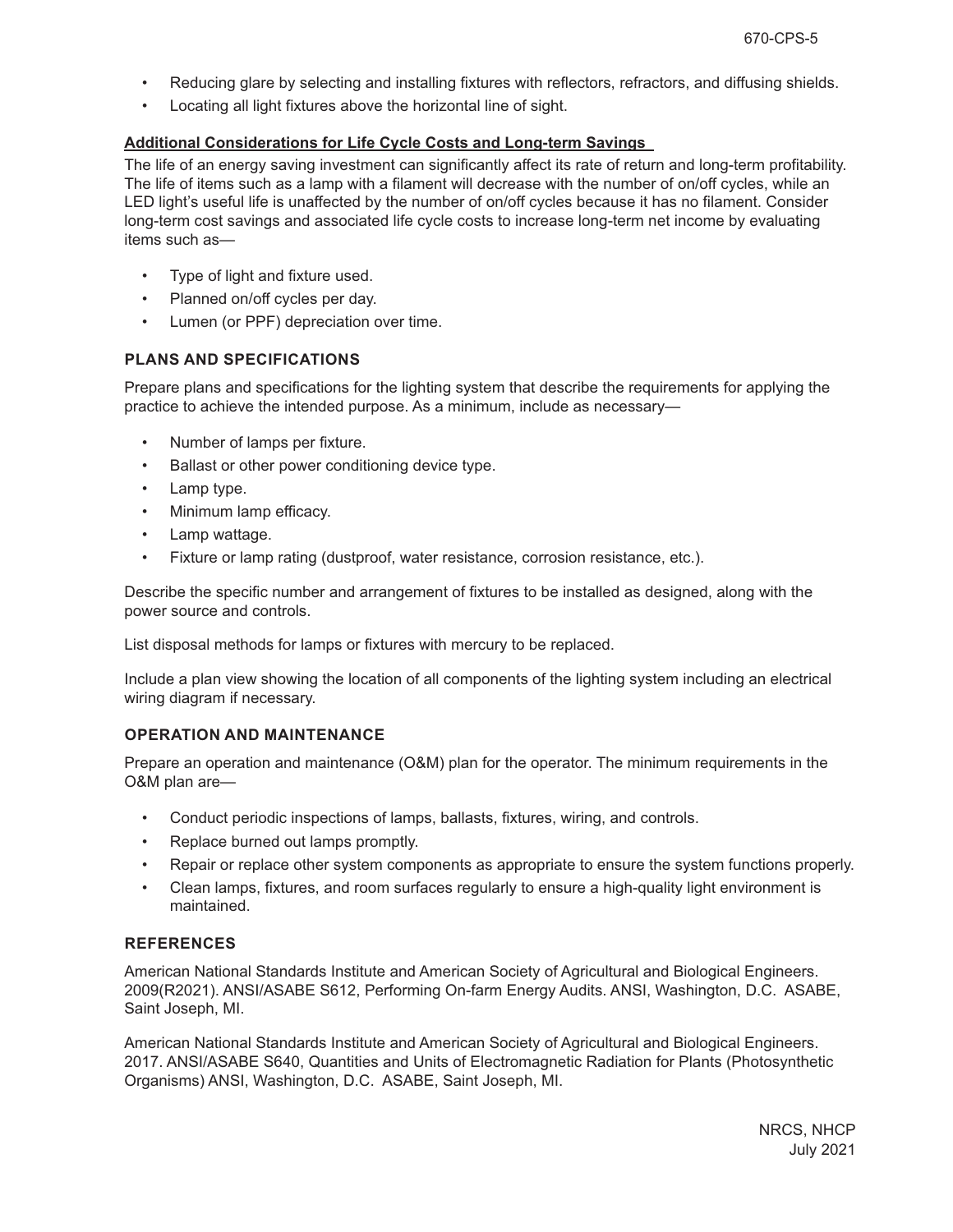- Reducing glare by selecting and installing fixtures with reflectors, refractors, and diffusing shields.
- Locating all light fixtures above the horizontal line of sight.

**Additional Considerations for Life Cycle Costs and Long-term Savings**

The life of an energy saving investment can significantly affect its rate of return and long-term profitability. The life of items such as a lamp with a filament will decrease with the number of on/off cycles, while an LED light's useful life is unaffected by the number of on/off cycles because it has no filament. Consider long-term cost savings and associated life cycle costs to increase long-term net income by evaluating items such as—

- Type of light and fixture used.
- Planned on/off cycles per day.
- Lumen (or PPF) depreciation over time.

## PLANS AND SPECIFICATIONS

Prepare plans and specifications for the lighting system that describe the requirements for applying the practice to achieve the intended purpose. As a minimum, include as necessary—

- Number of lamps per fixture.
- Ballast or other power conditioning device type.
- Lamp type.
- Minimum lamp efficacy.
- Lamp wattage.
- Fixture or lamp rating (dustproof, water resistance, corrosion resistance, etc.).

Describe the specific number and arrangement of fixtures to be installed as designed, along with the power source and controls.

List disposal methods for lamps or fixtures with mercury to be replaced.

Include a plan view showing the location of all components of the lighting system including an electrical wiring diagram if necessary.

## OPERATION AND MAINTENANCE

Prepare an operation and maintenance (O&M) plan for the operator. The minimum requirements in the O&M plan are—

- Conduct periodic inspections of lamps, ballasts, fixtures, wiring, and controls.
- Replace burned out lamps promptly.
- Repair or replace other system components as appropriate to ensure the system functions properly.
- Clean lamps, fixtures, and room surfaces regularly to ensure a high-quality light environment is maintained.

## REFERENCES

American National Standards Institute and American Society of Agricultural and Biological Engineers. 2009(R2021). ANSI/ASABE S612, Performing On-farm Energy Audits. ANSI, Washington, D.C. ASABE, Saint Joseph, MI.

American National Standards Institute and American Society of Agricultural and Biological Engineers. 2017. ANSI/ASABE S640, Quantities and Units of Electromagnetic Radiation for Plants (Photosynthetic Organisms) ANSI, Washington, D.C. ASABE, Saint Joseph, MI.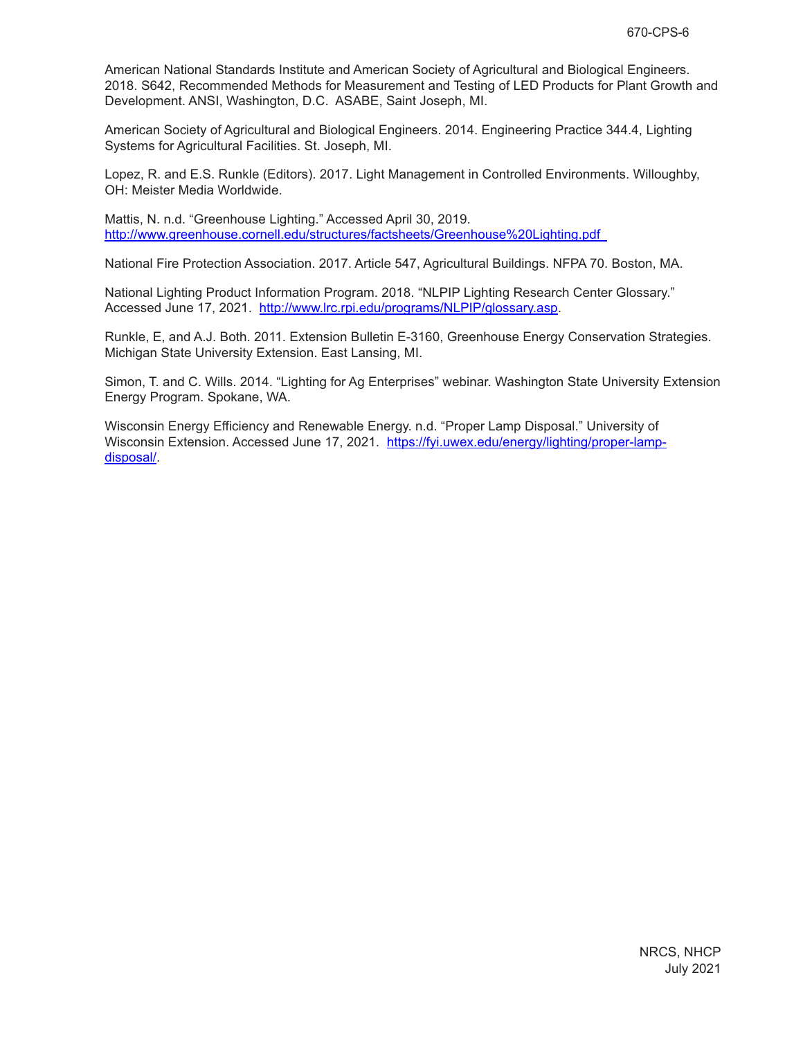American National Standards Institute and American Society of Agricultural and Biological Engineers. 2018. S642, Recommended Methods for Measurement and Testing of LED Products for Plant Growth and Development. ANSI, Washington, D.C. ASABE, Saint Joseph, MI.

American Society of Agricultural and Biological Engineers. 2014. Engineering Practice 344.4, Lighting Systems for Agricultural Facilities. St. Joseph, MI.

Lopez, R. and E.S. Runkle (Editors). 2017. Light Management in Controlled Environments. Willoughby, OH: Meister Media Worldwide.

Mattis, N. n.d. "Greenhouse Lighting." Accessed April 30, 2019. http://www.greenhouse.cornell.edu/structures/factsheets/Greenhouse%20Lighting.pdf

National Fire Protection Association. 2017. Article 547, Agricultural Buildings. NFPA 70. Boston, MA.

National Lighting Product Information Program. 2018. "NLPIP Lighting Research Center Glossary." Accessed June 17, 2021. http://www.lrc.rpi.edu/programs/NLPIP/glossary.asp.

Runkle, E, and A.J. Both. 2011. Extension Bulletin E-3160, Greenhouse Energy Conservation Strategies. Michigan State University Extension. East Lansing, MI.

Simon, T. and C. Wills. 2014. "Lighting for Ag Enterprises" webinar. Washington State University Extension Energy Program. Spokane, WA.

Wisconsin Energy Efficiency and Renewable Energy. n.d. "Proper Lamp Disposal." University of Wisconsin Extension. Accessed June 17, 2021. https://fyi.uwex.edu/energy/lighting/proper-lamp-disposal/.